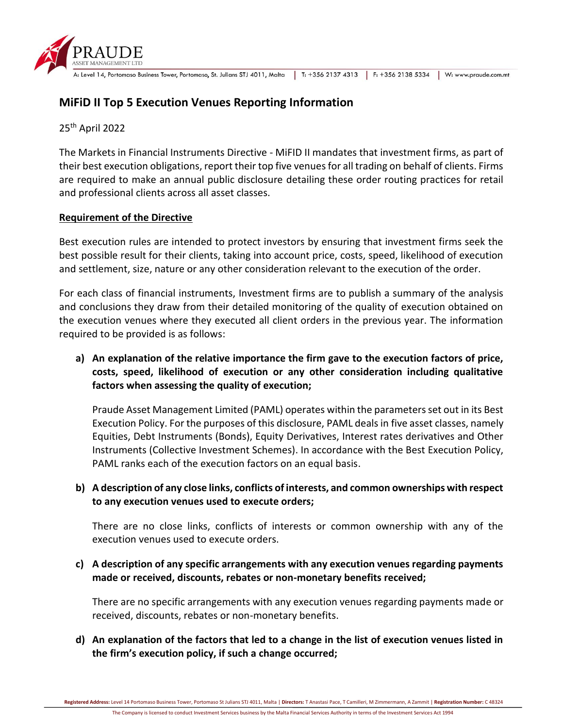# MiFiD II Top 5 Execution Venues Reporting Information

25th April 2022

The Markets in Financial Instruments Directive - MiFID II mandates that investment firms, as part of their best execution obligations, report their top five venues for all trading on behalf of clients. Firms are required to make an annual public disclosure detailing these order routing practices for retail and professional clients across all asset classes.

## Requirement of the Directive

Best execution rules are intended to protect investors by ensuring that investment firms seek the best possible result for their clients, taking into account price, costs, speed, likelihood of execution and settlement, size, nature or any other consideration relevant to the execution of the order.

For each class of financial instruments, Investment firms are to publish a summary of the analysis and conclusions they draw from their detailed monitoring of the quality of execution obtained on the execution venues where they executed all client orders in the previous year. The information required to be provided is as follows:

**a) An explanation of the relative importance the firm gave to the execution factors of price, costs, speed, likelihood of execution or any other consideration including qualitative factors when assessing the quality of execution;**

Praude Asset Management Limited (PAML) operates within the parameters set out in its Best Execution Policy. For the purposes of this disclosure, PAML deals in five asset classes, namely Equities, Debt Instruments (Bonds), Equity Derivatives, Interest rates derivatives and Other Instruments (Collective Investment Schemes). In accordance with the Best Execution Policy, PAML ranks each of the execution factors on an equal basis.

**b) A description of any close links, conflicts of interests, and common ownerships with respect to any execution venues used to execute orders;**

There are no close links, conflicts of interests or common ownership with any of the execution venues used to execute orders.

**c) A description of any specific arrangements with any execution venues regarding payments made or received, discounts, rebates or non-monetary benefits received;**

There are no specific arrangements with any execution venues regarding payments made or received, discounts, rebates or non-monetary benefits.

**d) An explanation of the factors that led to a change in the list of execution venues listed in the firm's execution policy, if such a change occurred;**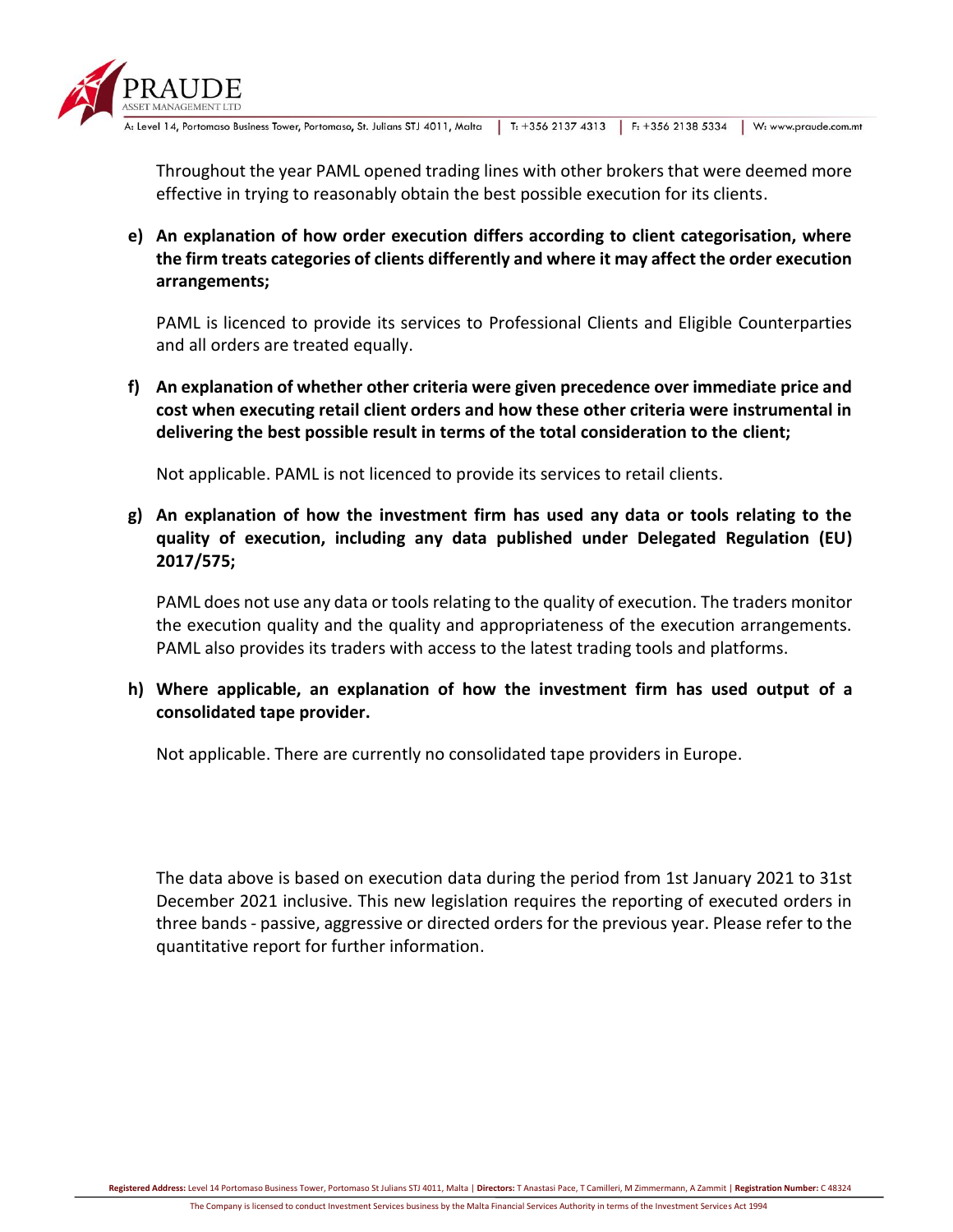Throughout the year PAML opened trading lines with other brokers that were deemed more effective in trying to reasonably obtain the best possible execution for its clients.

**e) An explanation of how order execution differs according to client categorisation, where the firm treats categories of clients differently and where it may affect the order execution arrangements;**

PAML is licenced to provide its services to Professional Clients and Eligible Counterparties and all orders are treated equally.

**f) An explanation of whether other criteria were given precedence over immediate price and cost when executing retail client orders and how these other criteria were instrumental in delivering the best possible result in terms of the total consideration to the client;**

Not applicable. PAML is not licenced to provide its services to retail clients.

**g) An explanation of how the investment firm has used any data or tools relating to the quality of execution, including any data published under Delegated Regulation (EU) 2017/575;**

PAML does not use any data or tools relating to the quality of execution. The traders monitor the execution quality and the quality and appropriateness of the execution arrangements. PAML also provides its traders with access to the latest trading tools and platforms.

**h) Where applicable, an explanation of how the investment firm has used output of a consolidated tape provider.**

Not applicable. There are currently no consolidated tape providers in Europe.

The data above is based on execution data during the period from 1st January 2021 to 31st December 2021 inclusive. This new legislation requires the reporting of executed orders in three bands - passive, aggressive or directed orders for the previous year. Please refer to the quantitative report for further information.